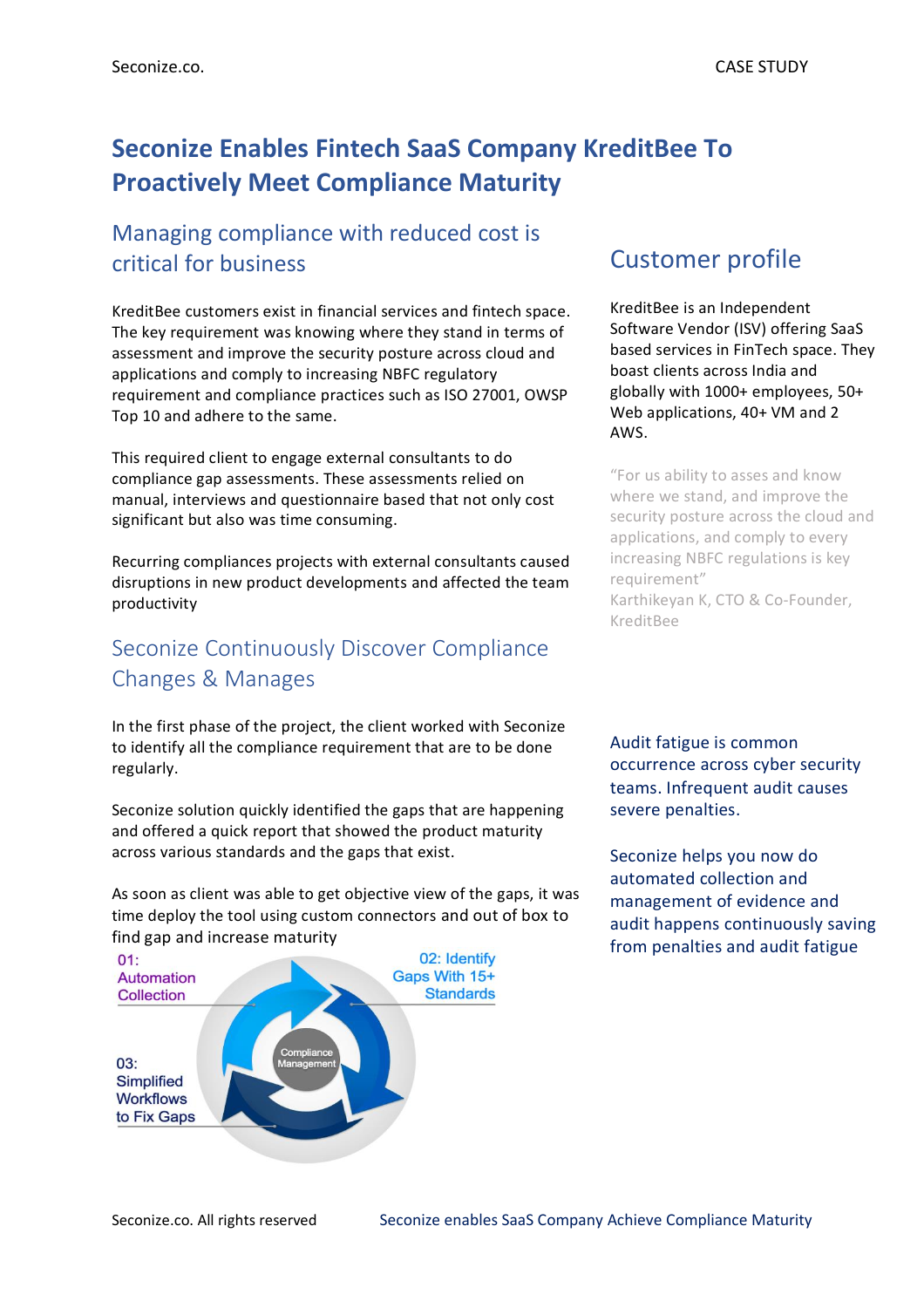# Seconize Enables Fintech SaaS Company KreditBee To Proactively Meet Compliance Maturity

## Managing compliance with reduced cost is critical for business

KreditBee customers exist in financial services and fintech space. The key requirement was knowing where they stand in terms of assessment and improve the security posture across cloud and applications and comply to increasing NBFC regulatory requirement and compliance practices such as ISO 27001, OWSP Top 10 and adhere to the same.

This required client to engage external consultants to do compliance gap assessments. These assessments relied on manual, interviews and questionnaire based that not only cost significant but also was time consuming.

Recurring compliances projects with external consultants caused disruptions in new product developments and affected the team productivity

## Seconize Continuously Discover Compliance Changes & Manages

In the first phase of the project, the client worked with Seconize to identify all the compliance requirement that are to be done regularly.

Seconize solution quickly identified the gaps that are happening and offered a quick report that showed the product maturity across various standards and the gaps that exist.

As soon as client was able to get objective view of the gaps, it was time deploy the tool using custom connectors and out of box to find gap and increase maturity

01: Automation Collection

02: Identify Gaps With 15+ Standards

03: Simplified Workflows to Fix Gaps

Compliance Management

## Customer profile

KreditBee is an Independent Software Vendor (ISV) offering SaaS based services in FinTech space. They boast clients across India and globally with 1000+ employees, 50+ Web applications, 40+ VM and 2 AWS.

"For us ability to asses and know where we stand, and improve the security posture across the cloud and applications, and comply to every increasing NBFC regulations is key requirement"
Karthikeyan K, CTO & Co-Founder, KreditBee

Audit fatigue is common occurrence across cyber security teams. Infrequent audit causes severe penalties.

Seconize helps you now do automated collection and management of evidence and audit happens continuously saving from penalties and audit fatigue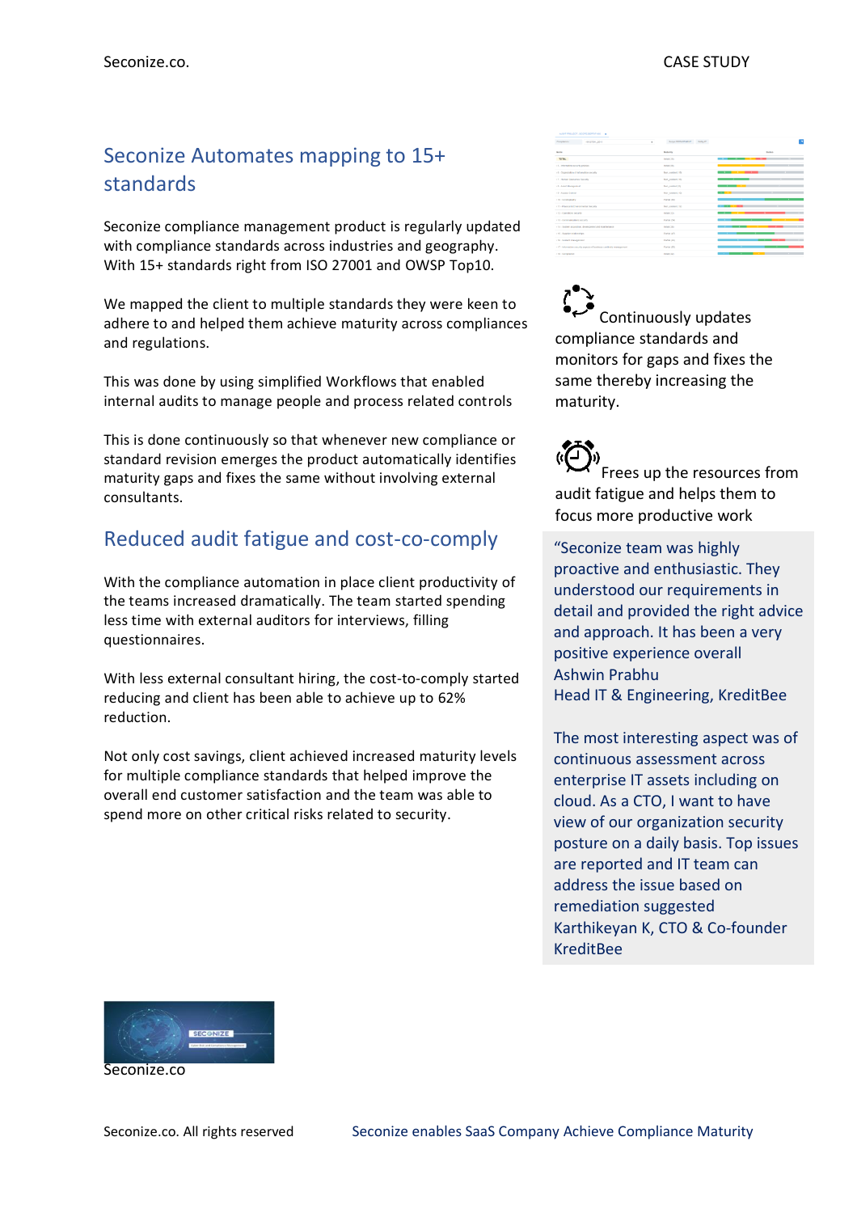## Seconize Automates mapping to 15+ standards

Seconize compliance management product is regularly updated with compliance standards across industries and geography. With 15+ standards right from ISO 27001 and OWSP Top10.

We mapped the client to multiple standards they were keen to adhere to and helped them achieve maturity across compliances and regulations.

This was done by using simplified Workflows that enabled internal audits to manage people and process related controls

This is done continuously so that whenever new compliance or standard revision emerges the product automatically identifies maturity gaps and fixes the same without involving external consultants.

## Reduced audit fatigue and cost-co-comply

With the compliance automation in place client productivity of the teams increased dramatically. The team started spending less time with external auditors for interviews, filling questionnaires.

With less external consultant hiring, the cost-to-comply started reducing and client has been able to achieve up to 62% reduction.

Not only cost savings, client achieved increased maturity levels for multiple compliance standards that helped improve the overall end customer satisfaction and the team was able to spend more on other critical risks related to security.

Continuously updates compliance standards and monitors for gaps and fixes the same thereby increasing the maturity.

Frees up the resources from audit fatigue and helps them to focus more productive work

"Seconize team was highly proactive and enthusiastic. They understood our requirements in detail and provided the right advice and approach. It has been a very positive experience overall
Ashwin Prabhu
Head IT & Engineering, KreditBee

The most interesting aspect was of continuous assessment across enterprise IT assets including on cloud. As a CTO, I want to have view of our organization security posture on a daily basis. Top issues are reported and IT team can address the issue based on remediation suggested
Karthikeyan K, CTO & Co-founder KreditBee

Seconize.co

Seconize.co. All rights reserved

Seconize enables SaaS Company Achieve Compliance Maturity